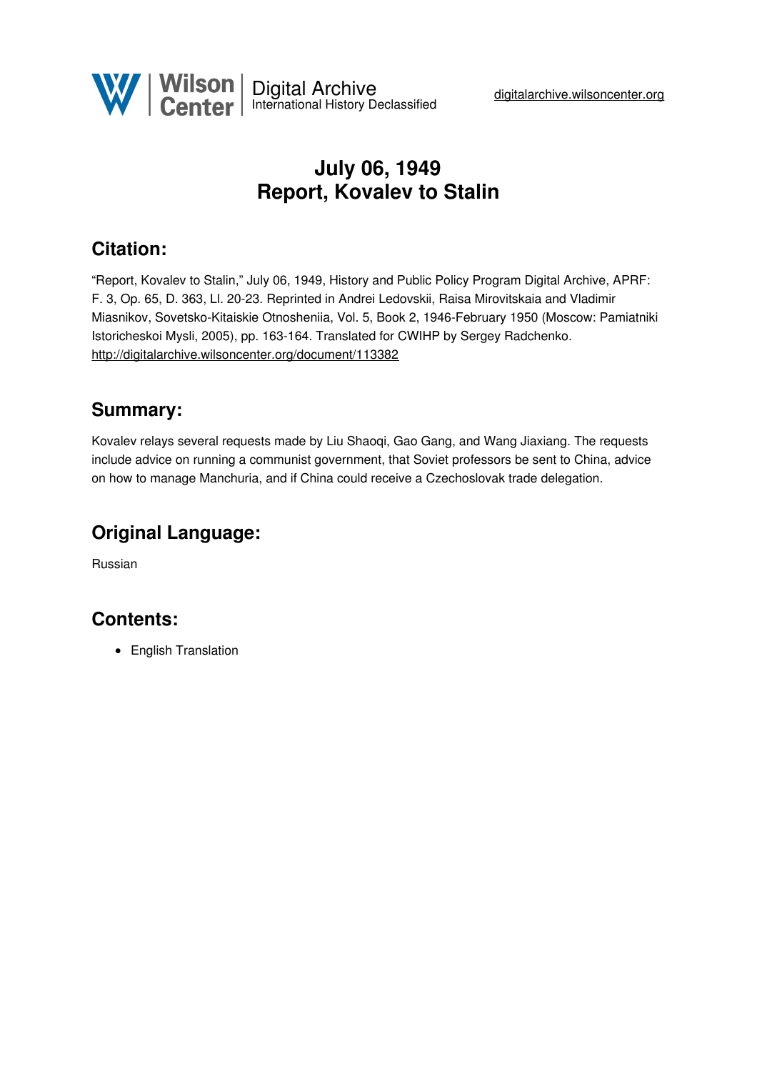# July 06, 1949
# Report, Kovalev to Stalin

## Citation:

"Report, Kovalev to Stalin," July 06, 1949, History and Public Policy Program Digital Archive, APRF: F. 3, Op. 65, D. 363, Ll. 20-23. Reprinted in Andrei Ledovskii, Raisa Mirovitskaia and Vladimir Miasnikov, Sovetsko-Kitaiskie Otnosheniia, Vol. 5, Book 2, 1946-February 1950 (Moscow: Pamiatniki Istoricheskoi Mysli, 2005), pp. 163-164. Translated for CWIHP by Sergey Radchenko.
http://digitalarchive.wilsoncenter.org/document/113382

## Summary:

Kovalev relays several requests made by Liu Shaoqi, Gao Gang, and Wang Jiaxiang. The requests include advice on running a communist government, that Soviet professors be sent to China, advice on how to manage Manchuria, and if China could receive a Czechoslovak trade delegation.

## Original Language:

Russian

## Contents:

- English Translation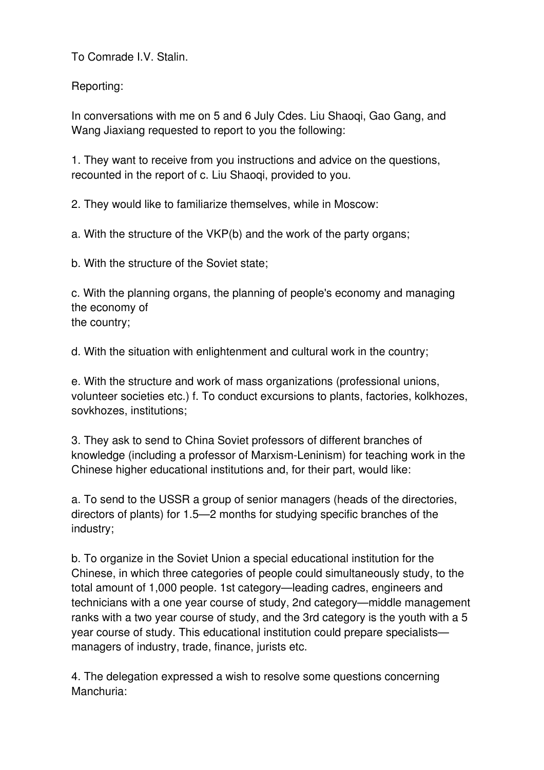To Comrade I.V. Stalin.

Reporting:

In conversations with me on 5 and 6 July Cdes. Liu Shaoqi, Gao Gang, and Wang Jiaxiang requested to report to you the following:

1. They want to receive from you instructions and advice on the questions, recounted in the report of c. Liu Shaoqi, provided to you.

2. They would like to familiarize themselves, while in Moscow:

a. With the structure of the VKP(b) and the work of the party organs;

b. With the structure of the Soviet state;

c. With the planning organs, the planning of people's economy and managing the economy of the country;

d. With the situation with enlightenment and cultural work in the country;

e. With the structure and work of mass organizations (professional unions, volunteer societies etc.) f. To conduct excursions to plants, factories, kolkhozes, sovkhozes, institutions;

3. They ask to send to China Soviet professors of different branches of knowledge (including a professor of Marxism-Leninism) for teaching work in the Chinese higher educational institutions and, for their part, would like:

a. To send to the USSR a group of senior managers (heads of the directories, directors of plants) for 1.5—2 months for studying specific branches of the industry;

b. To organize in the Soviet Union a special educational institution for the Chinese, in which three categories of people could simultaneously study, to the total amount of 1,000 people. 1st category—leading cadres, engineers and technicians with a one year course of study, 2nd category—middle management ranks with a two year course of study, and the 3rd category is the youth with a 5 year course of study. This educational institution could prepare specialists—managers of industry, trade, finance, jurists etc.

4. The delegation expressed a wish to resolve some questions concerning Manchuria: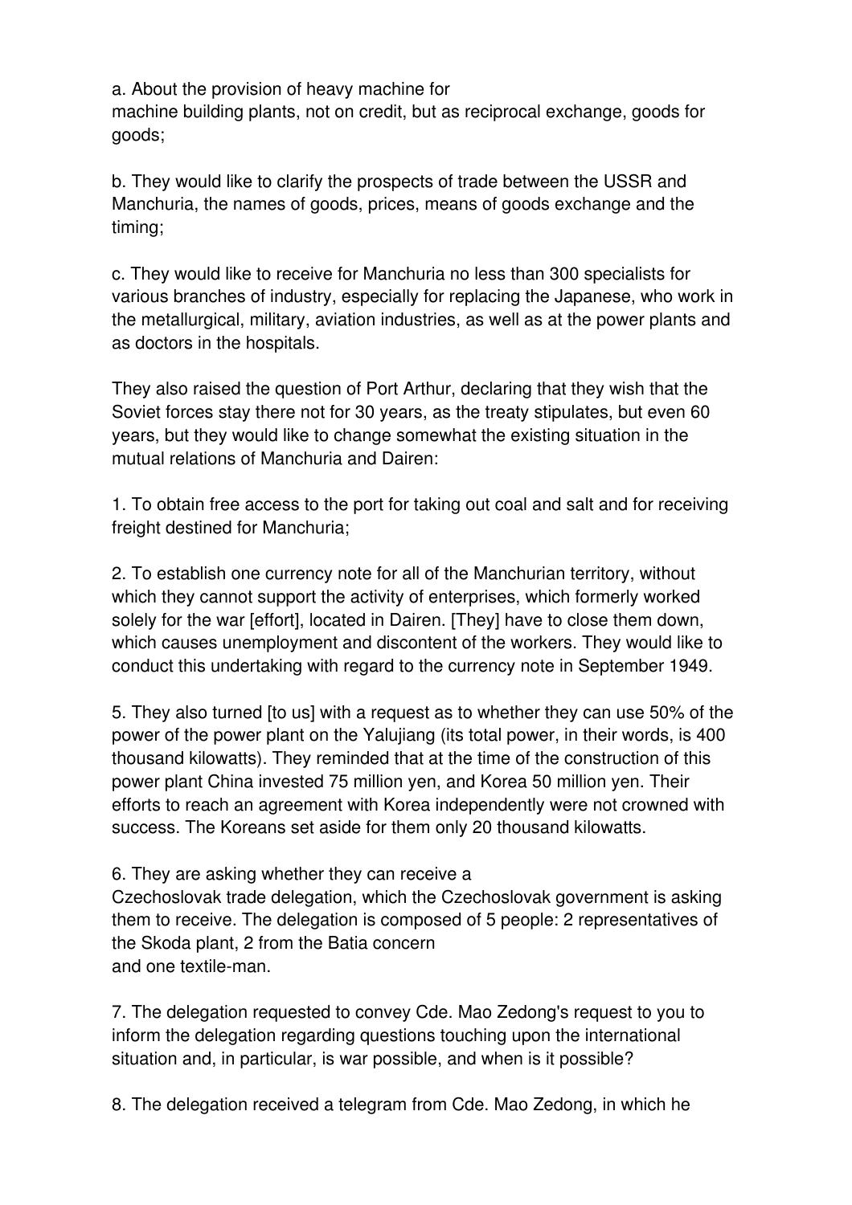a. About the provision of heavy machine for machine building plants, not on credit, but as reciprocal exchange, goods for goods;

b. They would like to clarify the prospects of trade between the USSR and Manchuria, the names of goods, prices, means of goods exchange and the timing;

c. They would like to receive for Manchuria no less than 300 specialists for various branches of industry, especially for replacing the Japanese, who work in the metallurgical, military, aviation industries, as well as at the power plants and as doctors in the hospitals.

They also raised the question of Port Arthur, declaring that they wish that the Soviet forces stay there not for 30 years, as the treaty stipulates, but even 60 years, but they would like to change somewhat the existing situation in the mutual relations of Manchuria and Dairen:

1. To obtain free access to the port for taking out coal and salt and for receiving freight destined for Manchuria;

2. To establish one currency note for all of the Manchurian territory, without which they cannot support the activity of enterprises, which formerly worked solely for the war [effort], located in Dairen. [They] have to close them down, which causes unemployment and discontent of the workers. They would like to conduct this undertaking with regard to the currency note in September 1949.

5. They also turned [to us] with a request as to whether they can use 50% of the power of the power plant on the Yalujiang (its total power, in their words, is 400 thousand kilowatts). They reminded that at the time of the construction of this power plant China invested 75 million yen, and Korea 50 million yen. Their efforts to reach an agreement with Korea independently were not crowned with success. The Koreans set aside for them only 20 thousand kilowatts.

6. They are asking whether they can receive a Czechoslovak trade delegation, which the Czechoslovak government is asking them to receive. The delegation is composed of 5 people: 2 representatives of the Skoda plant, 2 from the Batia concern and one textile-man.

7. The delegation requested to convey Cde. Mao Zedong's request to you to inform the delegation regarding questions touching upon the international situation and, in particular, is war possible, and when is it possible?

8. The delegation received a telegram from Cde. Mao Zedong, in which he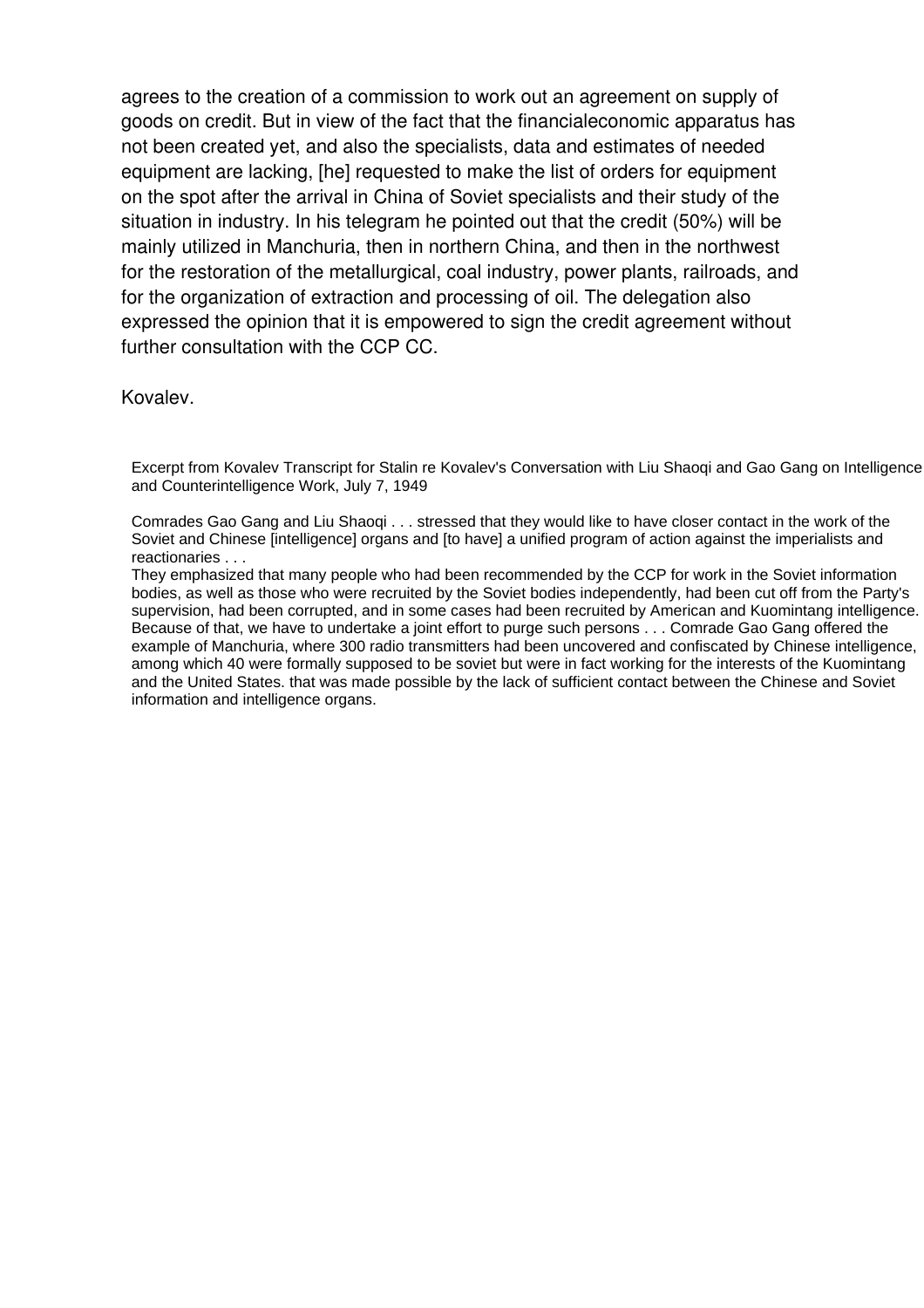agrees to the creation of a commission to work out an agreement on supply of goods on credit. But in view of the fact that the financialeconomic apparatus has not been created yet, and also the specialists, data and estimates of needed equipment are lacking, [he] requested to make the list of orders for equipment on the spot after the arrival in China of Soviet specialists and their study of the situation in industry. In his telegram he pointed out that the credit (50%) will be mainly utilized in Manchuria, then in northern China, and then in the northwest for the restoration of the metallurgical, coal industry, power plants, railroads, and for the organization of extraction and processing of oil. The delegation also expressed the opinion that it is empowered to sign the credit agreement without further consultation with the CCP CC.

Kovalev.

Excerpt from Kovalev Transcript for Stalin re Kovalev's Conversation with Liu Shaoqi and Gao Gang on Intelligence and Counterintelligence Work, July 7, 1949

Comrades Gao Gang and Liu Shaoqi . . . stressed that they would like to have closer contact in the work of the Soviet and Chinese [intelligence] organs and [to have] a unified program of action against the imperialists and reactionaries . . .

They emphasized that many people who had been recommended by the CCP for work in the Soviet information bodies, as well as those who were recruited by the Soviet bodies independently, had been cut off from the Party's supervision, had been corrupted, and in some cases had been recruited by American and Kuomintang intelligence. Because of that, we have to undertake a joint effort to purge such persons . . . Comrade Gao Gang offered the example of Manchuria, where 300 radio transmitters had been uncovered and confiscated by Chinese intelligence, among which 40 were formally supposed to be soviet but were in fact working for the interests of the Kuomintang and the United States. that was made possible by the lack of sufficient contact between the Chinese and Soviet information and intelligence organs.